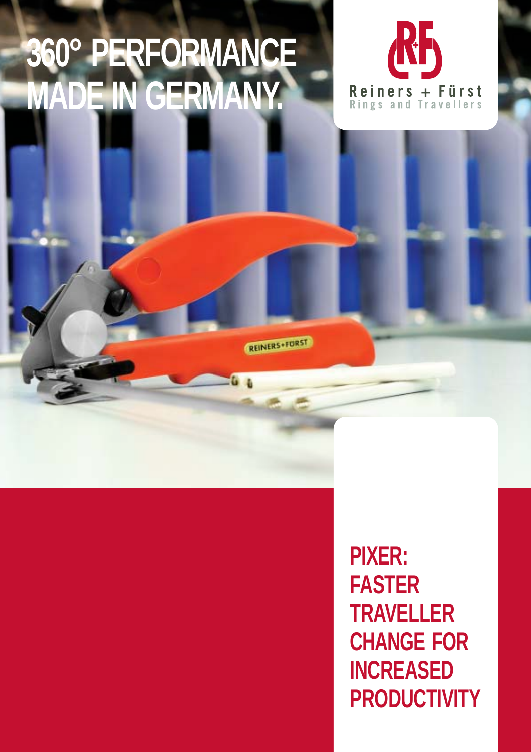# 360° PERFORMANCE MADE IN GERMANY.

Reiners + Fürst
Rings and Travellers

## PIXER: FASTER TRAVELLER CHANGE FOR INCREASED PRODUCTIVITY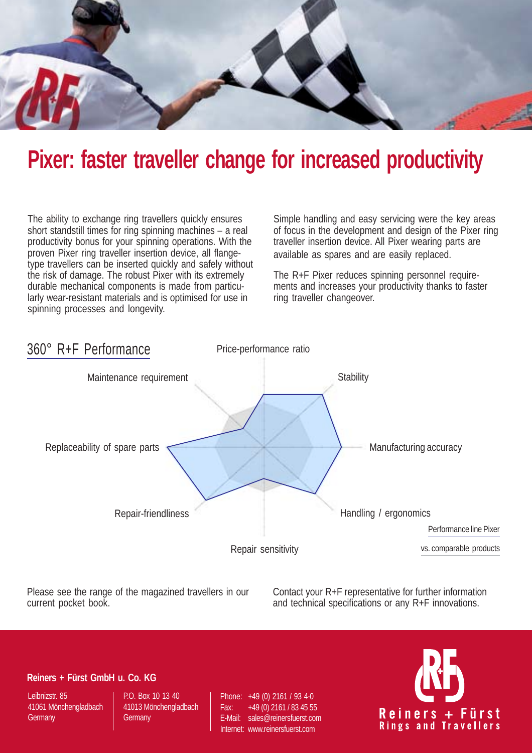# Pixer: faster traveller change for increased productivity

The ability to exchange ring travellers quickly ensures short standstill times for ring spinning machines – a real productivity bonus for your spinning operations. With the proven Pixer ring traveller insertion device, all flange-type travellers can be inserted quickly and safely without the risk of damage. The robust Pixer with its extremely durable mechanical components is made from particularly wear-resistant materials and is optimised for use in spinning processes and longevity.

Simple handling and easy servicing were the key areas of focus in the development and design of the Pixer ring traveller insertion device. All Pixer wearing parts are available as spares and are easily replaced.

The R+F Pixer reduces spinning personnel requirements and increases your productivity thanks to faster ring traveller changeover.

## 360° R+F Performance

Price-performance ratio

Stability

Manufacturing accuracy

Handling / ergonomics

Repair sensitivity

Repair-friendliness

Replaceability of spare parts

Maintenance requirement

Performance line Pixer

vs. comparable products

Please see the range of the magazined travellers in our current pocket book.

Contact your R+F representative for further information and technical specifications or any R+F innovations.

**Reiners + Fürst GmbH u. Co. KG**

Leibnizstr. 85
41061 Mönchengladbach
Germany

P.O. Box 10 13 40
41013 Mönchengladbach
Germany

Phone: +49 (0) 2161 / 93 4-0
Fax: +49 (0) 2161 / 83 45 55
E-Mail: sales@reinersfuerst.com
Internet: www.reinersfuerst.com

Reiners + Fürst
Rings and Travellers